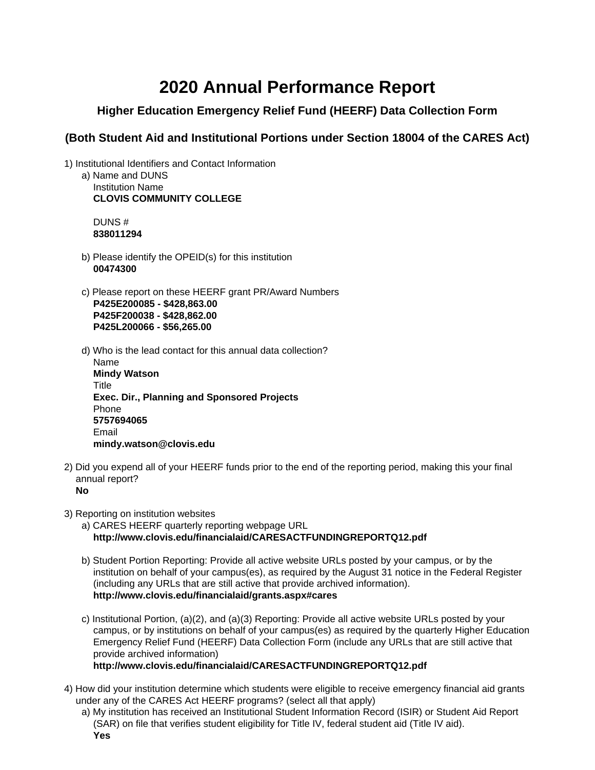# 2020 Annual Performance Report

## Higher Education Emergency Relief Fund (HEERF) Data Collection Form

## (Both Student Aid and Institutional Portions under Section 18004 of the CARES Act)

1) Institutional Identifiers and Contact Information
   - a) Name and DUNS
     Institution Name
     **CLOVIS COMMUNITY COLLEGE**

     DUNS #
     **838011294**

   - b) Please identify the OPEID(s) for this institution
     **00474300**

   - c) Please report on these HEERF grant PR/Award Numbers
     **P425E200085 - $428,863.00**
     **P425F200038 - $428,862.00**
     **P425L200066 - $56,265.00**

   - d) Who is the lead contact for this annual data collection?
     Name
     **Mindy Watson**
     Title
     **Exec. Dir., Planning and Sponsored Projects**
     Phone
     **5757694065**
     Email
     **mindy.watson@clovis.edu**

2) Did you expend all of your HEERF funds prior to the end of the reporting period, making this your final annual report?
   **No**

3) Reporting on institution websites
   - a) CARES HEERF quarterly reporting webpage URL
     **http://www.clovis.edu/financialaid/CARESACTFUNDINGREPORTQ12.pdf**

   - b) Student Portion Reporting: Provide all active website URLs posted by your campus, or by the institution on behalf of your campus(es), as required by the August 31 notice in the Federal Register (including any URLs that are still active that provide archived information).
     **http://www.clovis.edu/financialaid/grants.aspx#cares**

   - c) Institutional Portion, (a)(2), and (a)(3) Reporting: Provide all active website URLs posted by your campus, or by institutions on behalf of your campus(es) as required by the quarterly Higher Education Emergency Relief Fund (HEERF) Data Collection Form (include any URLs that are still active that provide archived information)
     **http://www.clovis.edu/financialaid/CARESACTFUNDINGREPORTQ12.pdf**

4) How did your institution determine which students were eligible to receive emergency financial aid grants under any of the CARES Act HEERF programs? (select all that apply)
   - a) My institution has received an Institutional Student Information Record (ISIR) or Student Aid Report (SAR) on file that verifies student eligibility for Title IV, federal student aid (Title IV aid).
     **Yes**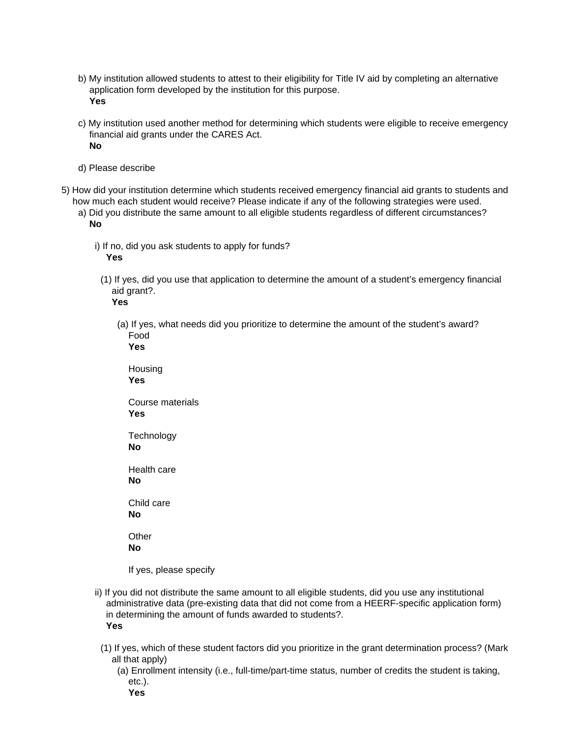b) My institution allowed students to attest to their eligibility for Title IV aid by completing an alternative application form developed by the institution for this purpose.
**Yes**

c) My institution used another method for determining which students were eligible to receive emergency financial aid grants under the CARES Act.
**No**

d) Please describe

5) How did your institution determine which students received emergency financial aid grants to students and how much each student would receive? Please indicate if any of the following strategies were used.

a) Did you distribute the same amount to all eligible students regardless of different circumstances?
**No**

i) If no, did you ask students to apply for funds?
**Yes**

(1) If yes, did you use that application to determine the amount of a student's emergency financial aid grant?.
**Yes**

(a) If yes, what needs did you prioritize to determine the amount of the student's award?

Food
**Yes**

Housing
**Yes**

Course materials
**Yes**

Technology
**No**

Health care
**No**

Child care
**No**

Other
**No**

If yes, please specify

ii) If you did not distribute the same amount to all eligible students, did you use any institutional administrative data (pre-existing data that did not come from a HEERF-specific application form) in determining the amount of funds awarded to students?.
**Yes**

(1) If yes, which of these student factors did you prioritize in the grant determination process? (Mark all that apply)

(a) Enrollment intensity (i.e., full-time/part-time status, number of credits the student is taking, etc.).
**Yes**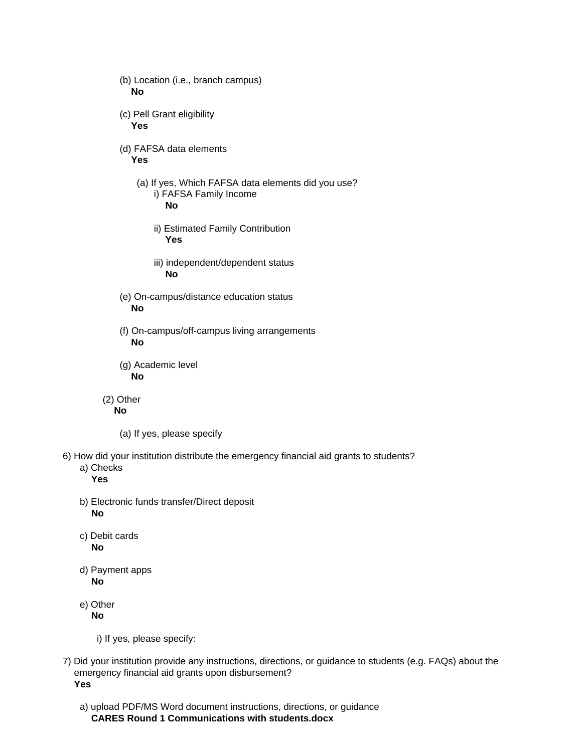(b) Location (i.e., branch campus)
**No**

(c) Pell Grant eligibility
**Yes**

(d) FAFSA data elements
**Yes**

(a) If yes, Which FAFSA data elements did you use?

i) FAFSA Family Income
**No**

ii) Estimated Family Contribution
**Yes**

iii) independent/dependent status
**No**

(e) On-campus/distance education status
**No**

(f) On-campus/off-campus living arrangements
**No**

(g) Academic level
**No**

(2) Other
**No**

(a) If yes, please specify

6) How did your institution distribute the emergency financial aid grants to students?

a) Checks
**Yes**

b) Electronic funds transfer/Direct deposit
**No**

c) Debit cards
**No**

d) Payment apps
**No**

e) Other
**No**

i) If yes, please specify:

7) Did your institution provide any instructions, directions, or guidance to students (e.g. FAQs) about the emergency financial aid grants upon disbursement?
**Yes**

a) upload PDF/MS Word document instructions, directions, or guidance
**CARES Round 1 Communications with students.docx**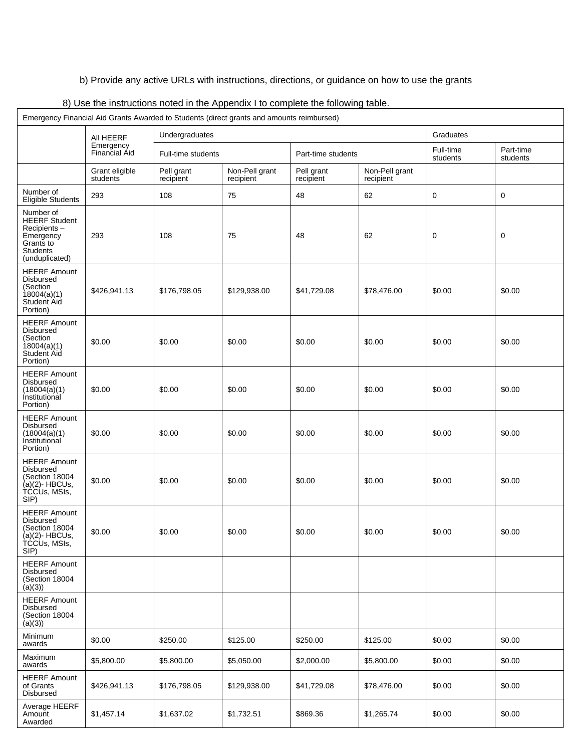b) Provide any active URLs with instructions, directions, or guidance on how to use the grants

8) Use the instructions noted in the Appendix I to complete the following table.

| Emergency Financial Aid Grants Awarded to Students (direct grants and amounts reimbursed) | | | | | | | |
|---|---|---|---|---|---|---|---|
| | All HEERF Emergency Financial Aid | Undergraduates | | | | Graduates | |
| | | Full-time students | | Part-time students | | Full-time students | Part-time students |
| | Grant eligible students | Pell grant recipient | Non-Pell grant recipient | Pell grant recipient | Non-Pell grant recipient | | |
| Number of Eligible Students | 293 | 108 | 75 | 48 | 62 | 0 | 0 |
| Number of HEERF Student Recipients – Emergency Grants to Students (unduplicated) | 293 | 108 | 75 | 48 | 62 | 0 | 0 |
| HEERF Amount Disbursed (Section 18004(a)(1) Student Aid Portion) | $426,941.13 | $176,798.05 | $129,938.00 | $41,729.08 | $78,476.00 | $0.00 | $0.00 |
| HEERF Amount Disbursed (Section 18004(a)(1) Student Aid Portion) | $0.00 | $0.00 | $0.00 | $0.00 | $0.00 | $0.00 | $0.00 |
| HEERF Amount Disbursed (18004(a)(1) Institutional Portion) | $0.00 | $0.00 | $0.00 | $0.00 | $0.00 | $0.00 | $0.00 |
| HEERF Amount Disbursed (18004(a)(1) Institutional Portion) | $0.00 | $0.00 | $0.00 | $0.00 | $0.00 | $0.00 | $0.00 |
| HEERF Amount Disbursed (Section 18004 (a)(2)- HBCUs, TCCUs, MSIs, SIP) | $0.00 | $0.00 | $0.00 | $0.00 | $0.00 | $0.00 | $0.00 |
| HEERF Amount Disbursed (Section 18004 (a)(2)- HBCUs, TCCUs, MSIs, SIP) | $0.00 | $0.00 | $0.00 | $0.00 | $0.00 | $0.00 | $0.00 |
| HEERF Amount Disbursed (Section 18004 (a)(3)) | | | | | | | |
| HEERF Amount Disbursed (Section 18004 (a)(3)) | | | | | | | |
| Minimum awards | $0.00 | $250.00 | $125.00 | $250.00 | $125.00 | $0.00 | $0.00 |
| Maximum awards | $5,800.00 | $5,800.00 | $5,050.00 | $2,000.00 | $5,800.00 | $0.00 | $0.00 |
| HEERF Amount of Grants Disbursed | $426,941.13 | $176,798.05 | $129,938.00 | $41,729.08 | $78,476.00 | $0.00 | $0.00 |
| Average HEERF Amount Awarded | $1,457.14 | $1,637.02 | $1,732.51 | $869.36 | $1,265.74 | $0.00 | $0.00 |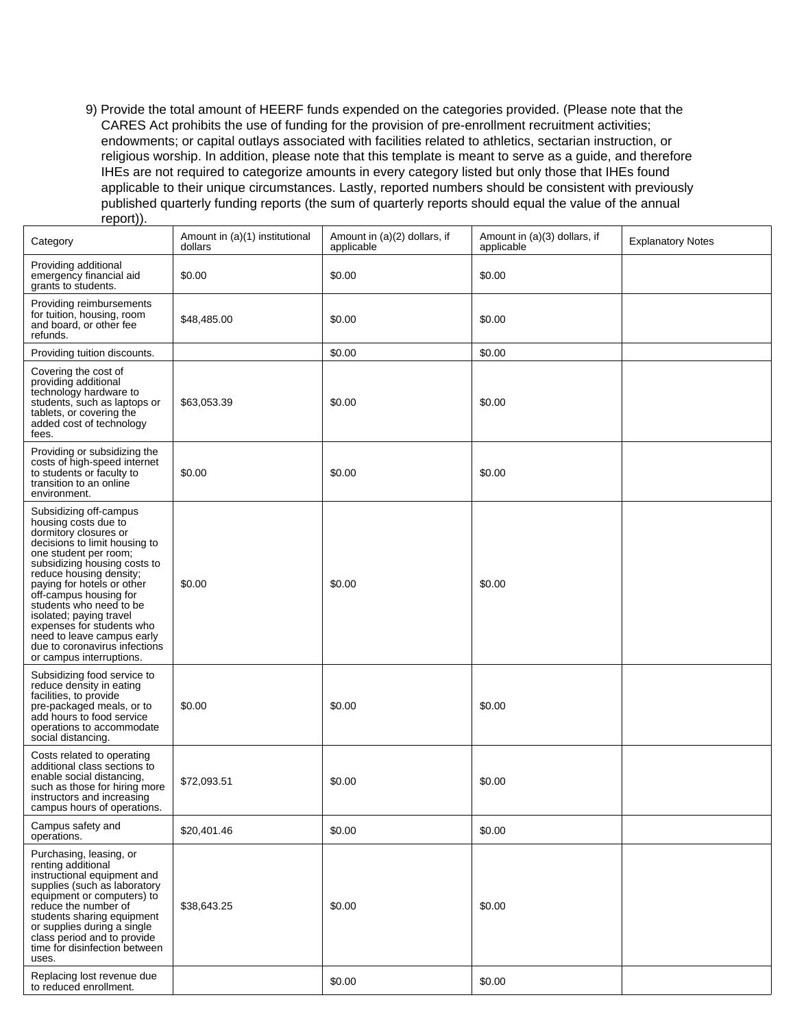9) Provide the total amount of HEERF funds expended on the categories provided. (Please note that the CARES Act prohibits the use of funding for the provision of pre-enrollment recruitment activities; endowments; or capital outlays associated with facilities related to athletics, sectarian instruction, or religious worship. In addition, please note that this template is meant to serve as a guide, and therefore IHEs are not required to categorize amounts in every category listed but only those that IHEs found applicable to their unique circumstances. Lastly, reported numbers should be consistent with previously published quarterly funding reports (the sum of quarterly reports should equal the value of the annual report)).

| Category | Amount in (a)(1) institutional dollars | Amount in (a)(2) dollars, if applicable | Amount in (a)(3) dollars, if applicable | Explanatory Notes |
|---|---|---|---|---|
| Providing additional emergency financial aid grants to students. | $0.00 | $0.00 | $0.00 | |
| Providing reimbursements for tuition, housing, room and board, or other fee refunds. | $48,485.00 | $0.00 | $0.00 | |
| Providing tuition discounts. | | $0.00 | $0.00 | |
| Covering the cost of providing additional technology hardware to students, such as laptops or tablets, or covering the added cost of technology fees. | $63,053.39 | $0.00 | $0.00 | |
| Providing or subsidizing the costs of high-speed internet to students or faculty to transition to an online environment. | $0.00 | $0.00 | $0.00 | |
| Subsidizing off-campus housing costs due to dormitory closures or decisions to limit housing to one student per room; subsidizing housing costs to reduce housing density; paying for hotels or other off-campus housing for students who need to be isolated; paying travel expenses for students who need to leave campus early due to coronavirus infections or campus interruptions. | $0.00 | $0.00 | $0.00 | |
| Subsidizing food service to reduce density in eating facilities, to provide pre-packaged meals, or to add hours to food service operations to accommodate social distancing. | $0.00 | $0.00 | $0.00 | |
| Costs related to operating additional class sections to enable social distancing, such as those for hiring more instructors and increasing campus hours of operations. | $72,093.51 | $0.00 | $0.00 | |
| Campus safety and operations. | $20,401.46 | $0.00 | $0.00 | |
| Purchasing, leasing, or renting additional instructional equipment and supplies (such as laboratory equipment or computers) to reduce the number of students sharing equipment or supplies during a single class period and to provide time for disinfection between uses. | $38,643.25 | $0.00 | $0.00 | |
| Replacing lost revenue due to reduced enrollment. | | $0.00 | $0.00 | |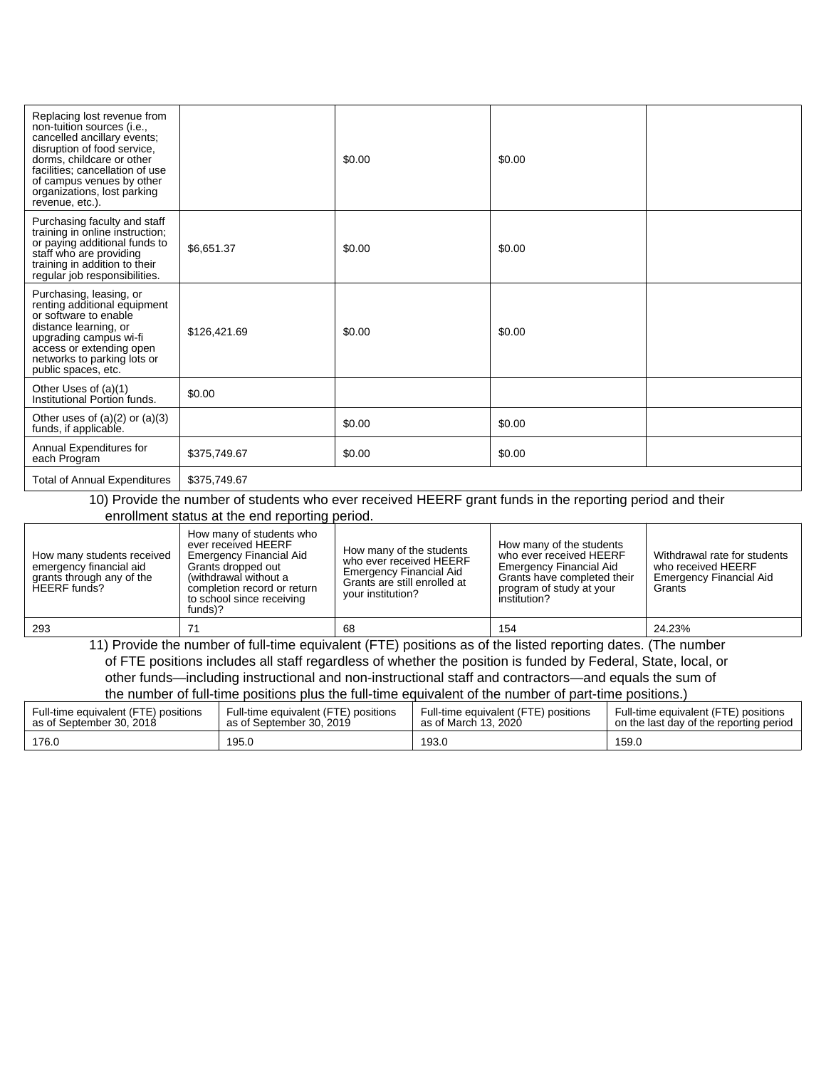| | | | | |
|---|---|---|---|---|
| Replacing lost revenue from non-tuition sources (i.e., cancelled ancillary events; disruption of food service, dorms, childcare or other facilities; cancellation of use of campus venues by other organizations, lost parking revenue, etc.). | | $0.00 | $0.00 | |
| Purchasing faculty and staff training in online instruction; or paying additional funds to staff who are providing training in addition to their regular job responsibilities. | $6,651.37 | $0.00 | $0.00 | |
| Purchasing, leasing, or renting additional equipment or software to enable distance learning, or upgrading campus wi-fi access or extending open networks to parking lots or public spaces, etc. | $126,421.69 | $0.00 | $0.00 | |
| Other Uses of (a)(1) Institutional Portion funds. | $0.00 | | | |
| Other uses of (a)(2) or (a)(3) funds, if applicable. | | $0.00 | $0.00 | |
| Annual Expenditures for each Program | $375,749.67 | $0.00 | $0.00 | |
| Total of Annual Expenditures | $375,749.67 | | | |

10) Provide the number of students who ever received HEERF grant funds in the reporting period and their enrollment status at the end reporting period.

| How many students received emergency financial aid grants through any of the HEERF funds? | How many of students who ever received HEERF Emergency Financial Aid Grants dropped out (withdrawal without a completion record or return to school since receiving funds)? | How many of the students who ever received HEERF Emergency Financial Aid Grants are still enrolled at your institution? | How many of the students who ever received HEERF Emergency Financial Aid Grants have completed their program of study at your institution? | Withdrawal rate for students who received HEERF Emergency Financial Aid Grants |
|---|---|---|---|---|
| 293 | 71 | 68 | 154 | 24.23% |

11) Provide the number of full-time equivalent (FTE) positions as of the listed reporting dates. (The number of FTE positions includes all staff regardless of whether the position is funded by Federal, State, local, or other funds—including instructional and non-instructional staff and contractors—and equals the sum of the number of full-time positions plus the full-time equivalent of the number of part-time positions.)

| Full-time equivalent (FTE) positions as of September 30, 2018 | Full-time equivalent (FTE) positions as of September 30, 2019 | Full-time equivalent (FTE) positions as of March 13, 2020 | Full-time equivalent (FTE) positions on the last day of the reporting period |
|---|---|---|---|
| 176.0 | 195.0 | 193.0 | 159.0 |